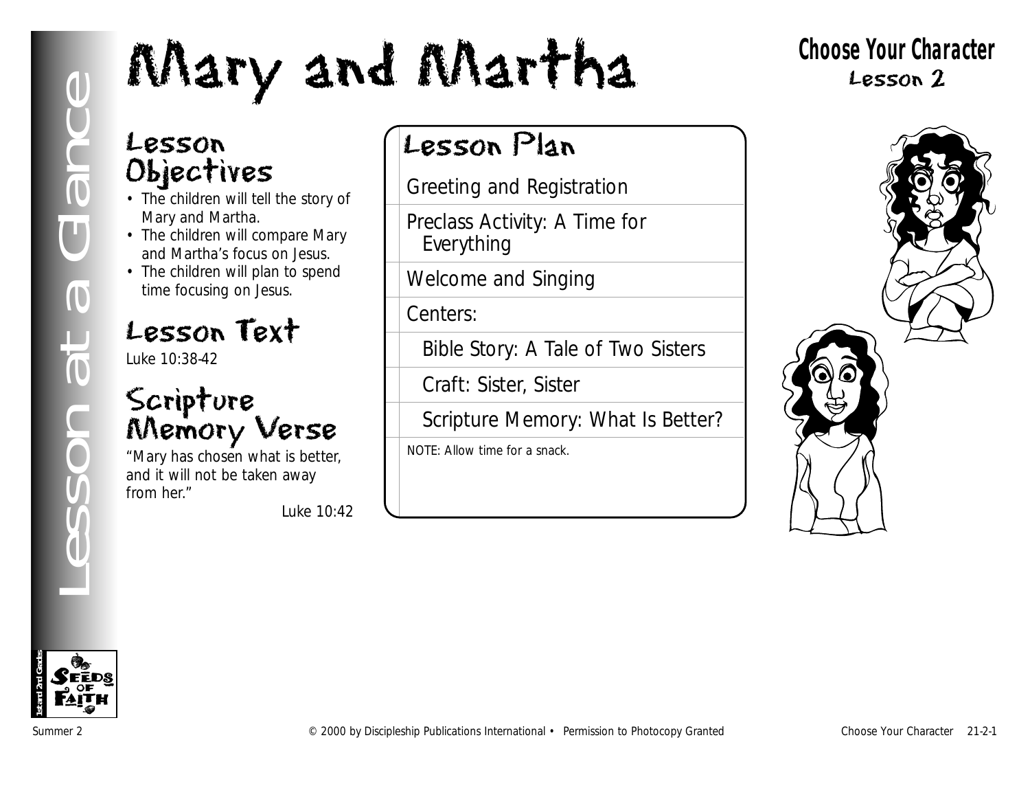# Mary and Martha

## Choose Your Character
Lesson 2

Lesson at a Glance

## Lesson Objectives

- The children will tell the story of Mary and Martha.
- The children will compare Mary and Martha's focus on Jesus.
- The children will plan to spend time focusing on Jesus.

## Lesson Text

Luke 10:38-42

## Scripture Memory Verse

"Mary has chosen what is better, and it will not be taken away from her."

Luke 10:42

## Lesson Plan

- Greeting and Registration
- Preclass Activity: A Time for Everything
- Welcome and Singing
- Centers:
  - Bible Story: A Tale of Two Sisters
  - Craft: Sister, Sister
  - Scripture Memory: What Is Better?

NOTE: Allow time for a snack.

1st and 2nd Grades — Seeds of Faith

Summer 2 © 2000 by Discipleship Publications International • Permission to Photocopy Granted Choose Your Character 21-2-1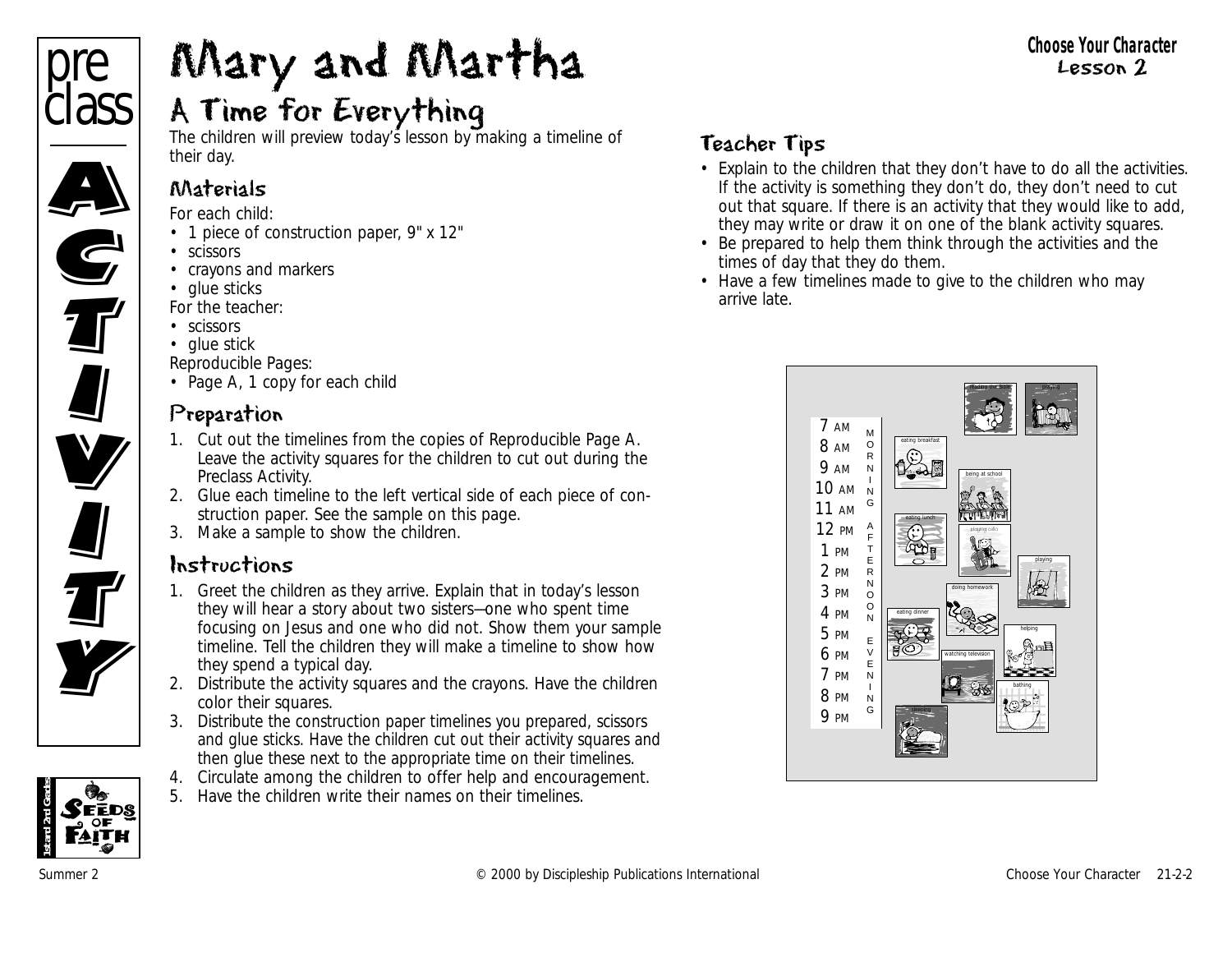# Mary and Martha

## A Time for Everything

The children will preview today's lesson by making a timeline of their day.

### Materials

For each child:

- 1 piece of construction paper, 9" x 12"
- scissors
- crayons and markers
- glue sticks

For the teacher:

- scissors
- glue stick

Reproducible Pages:

- Page A, 1 copy for each child

### Preparation

1. Cut out the timelines from the copies of Reproducible Page A. Leave the activity squares for the children to cut out during the Preclass Activity.
2. Glue each timeline to the left vertical side of each piece of construction paper. See the sample on this page.
3. Make a sample to show the children.

### Instructions

1. Greet the children as they arrive. Explain that in today's lesson they will hear a story about two sisters—one who spent time focusing on Jesus and one who did not. Show them your sample timeline. Tell the children they will make a timeline to show how they spend a typical day.
2. Distribute the activity squares and the crayons. Have the children color their squares.
3. Distribute the construction paper timelines you prepared, scissors and glue sticks. Have the children cut out their activity squares and then glue these next to the appropriate time on their timelines.
4. Circulate among the children to offer help and encouragement.
5. Have the children write their names on their timelines.

### Teacher Tips

- Explain to the children that they don't have to do all the activities. If the activity is something they don't do, they don't need to cut out that square. If there is an activity that they would like to add, they may write or draw it on one of the blank activity squares.
- Be prepared to help them think through the activities and the times of day that they do them.
- Have a few timelines made to give to the children who may arrive late.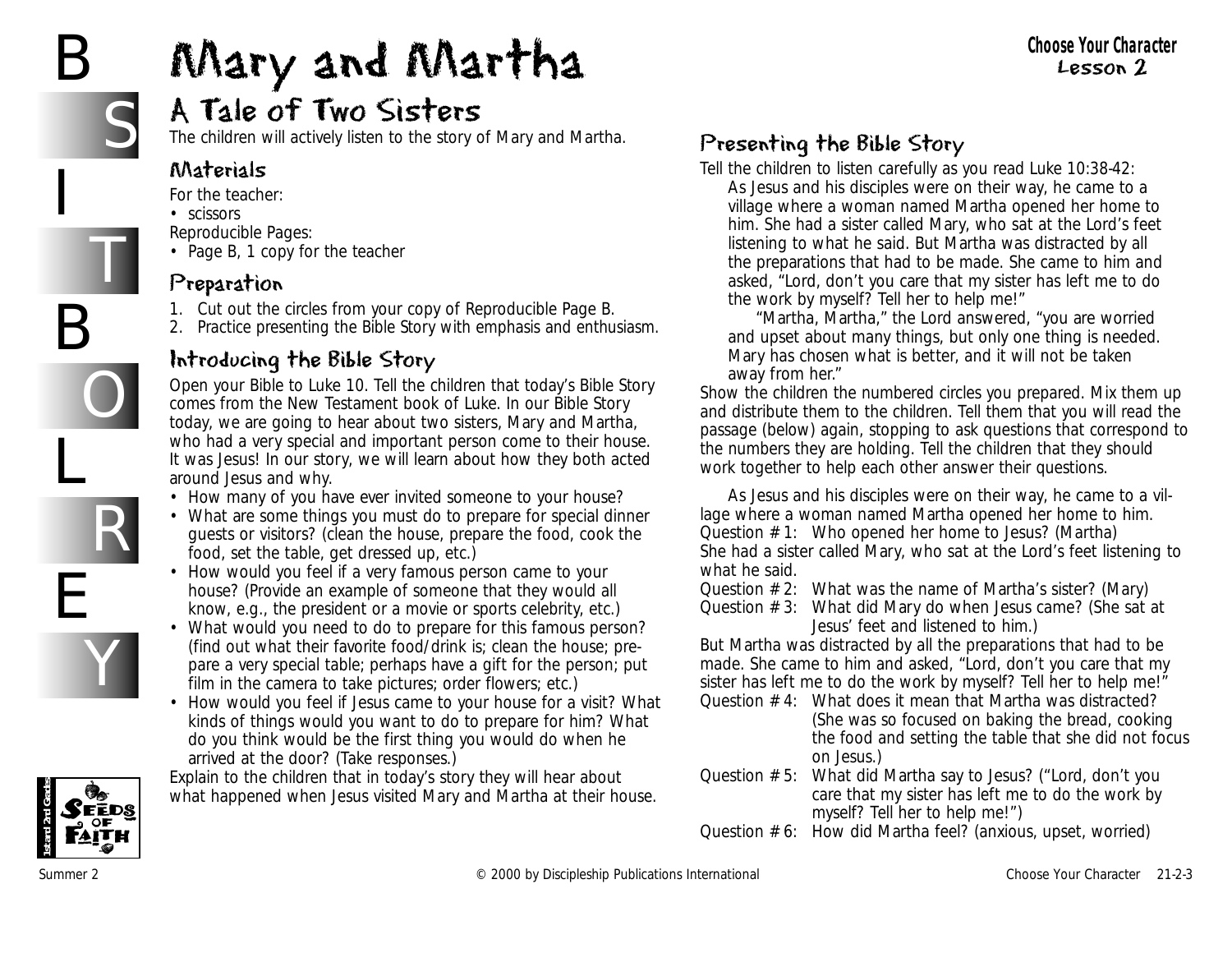# Mary and Martha

## A Tale of Two Sisters

The children will actively listen to the story of Mary and Martha.

### Materials

For the teacher:

- scissors

Reproducible Pages:

- Page B, 1 copy for the teacher

### Preparation

1. Cut out the circles from your copy of Reproducible Page B.
2. Practice presenting the Bible Story with emphasis and enthusiasm.

### Introducing the Bible Story

Open your Bible to Luke 10. Tell the children that today's Bible Story comes from the New Testament book of Luke. In our Bible Story today, we are going to hear about two sisters, Mary and Martha, who had a very special and important person come to their house. It was Jesus! In our story, we will learn about how they both acted around Jesus and why.

- How many of you have ever invited someone to your house?
- What are some things you must do to prepare for special dinner guests or visitors? (clean the house, prepare the food, cook the food, set the table, get dressed up, etc.)
- How would you feel if a very famous person came to your house? (Provide an example of someone that they would all know, e.g., the president or a movie or sports celebrity, etc.)
- What would you need to do to prepare for this famous person? (find out what their favorite food/drink is; clean the house; prepare a very special table; perhaps have a gift for the person; put film in the camera to take pictures; order flowers; etc.)
- How would you feel if Jesus came to your house for a visit? What kinds of things would you want to do to prepare for him? What do you think would be the first thing you would do when he arrived at the door? (Take responses.)

Explain to the children that in today's story they will hear about what happened when Jesus visited Mary and Martha at their house.

### Presenting the Bible Story

Tell the children to listen carefully as you read Luke 10:38-42:

> As Jesus and his disciples were on their way, he came to a village where a woman named Martha opened her home to him. She had a sister called Mary, who sat at the Lord's feet listening to what he said. But Martha was distracted by all the preparations that had to be made. She came to him and asked, "Lord, don't you care that my sister has left me to do the work by myself? Tell her to help me!"
>
> "Martha, Martha," the Lord answered, "you are worried and upset about many things, but only one thing is needed. Mary has chosen what is better, and it will not be taken away from her."

Show the children the numbered circles you prepared. Mix them up and distribute them to the children. Tell them that you will read the passage (below) again, stopping to ask questions that correspond to the numbers they are holding. Tell the children that they should work together to help each other answer their questions.

As Jesus and his disciples were on their way, he came to a village where a woman named Martha opened her home to him.

Question # 1: Who opened her home to Jesus? (Martha)

She had a sister called Mary, who sat at the Lord's feet listening to what he said.

Question # 2: What was the name of Martha's sister? (Mary)

Question # 3: What did Mary do when Jesus came? (She sat at Jesus' feet and listened to him.)

But Martha was distracted by all the preparations that had to be made. She came to him and asked, "Lord, don't you care that my sister has left me to do the work by myself? Tell her to help me!"

Question # 4: What does it mean that Martha was distracted? (She was so focused on baking the bread, cooking the food and setting the table that she did not focus on Jesus.)

Question # 5: What did Martha say to Jesus? ("Lord, don't you care that my sister has left me to do the work by myself? Tell her to help me!")

Question # 6: How did Martha feel? (anxious, upset, worried)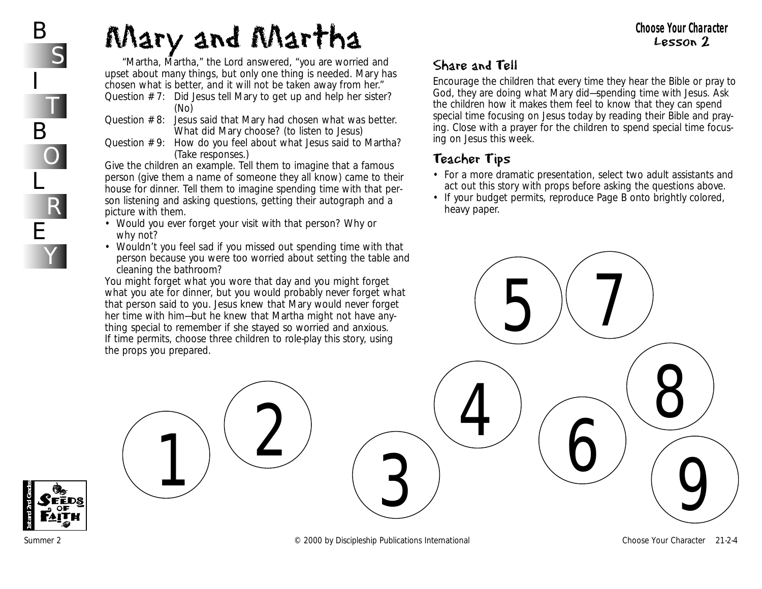# Mary and Martha

"Martha, Martha," the Lord answered, "you are worried and upset about many things, but only one thing is needed. Mary has chosen what is better, and it will not be taken away from her."

Question # 7: Did Jesus tell Mary to get up and help her sister? (No)

Question # 8: Jesus said that Mary had chosen what was better. What did Mary choose? (to listen to Jesus)

Question # 9: How do you feel about what Jesus said to Martha? (Take responses.)

Give the children an example. Tell them to imagine that a famous person (give them a name of someone they all know) came to their house for dinner. Tell them to imagine spending time with that person listening and asking questions, getting their autograph and a picture with them.

- Would you ever forget your visit with that person? Why or why not?
- Wouldn't you feel sad if you missed out spending time with that person because you were too worried about setting the table and cleaning the bathroom?

You might forget what you wore that day and you might forget what you ate for dinner, but you would probably never forget what that person said to you. Jesus knew that Mary would never forget her time with him—but he knew that Martha might not have anything special to remember if she stayed so worried and anxious.

If time permits, choose three children to role-play this story, using the props you prepared.

## Share and Tell

Encourage the children that every time they hear the Bible or pray to God, they are doing what Mary did—spending time with Jesus. Ask the children how it makes them feel to know that they can spend special time focusing on Jesus today by reading their Bible and praying. Close with a prayer for the children to spend special time focusing on Jesus this week.

## Teacher Tips

- For a more dramatic presentation, select two adult assistants and act out this story with props before asking the questions above.
- If your budget permits, reproduce Page B onto brightly colored, heavy paper.

1 2 3 4 5 6 7 8 9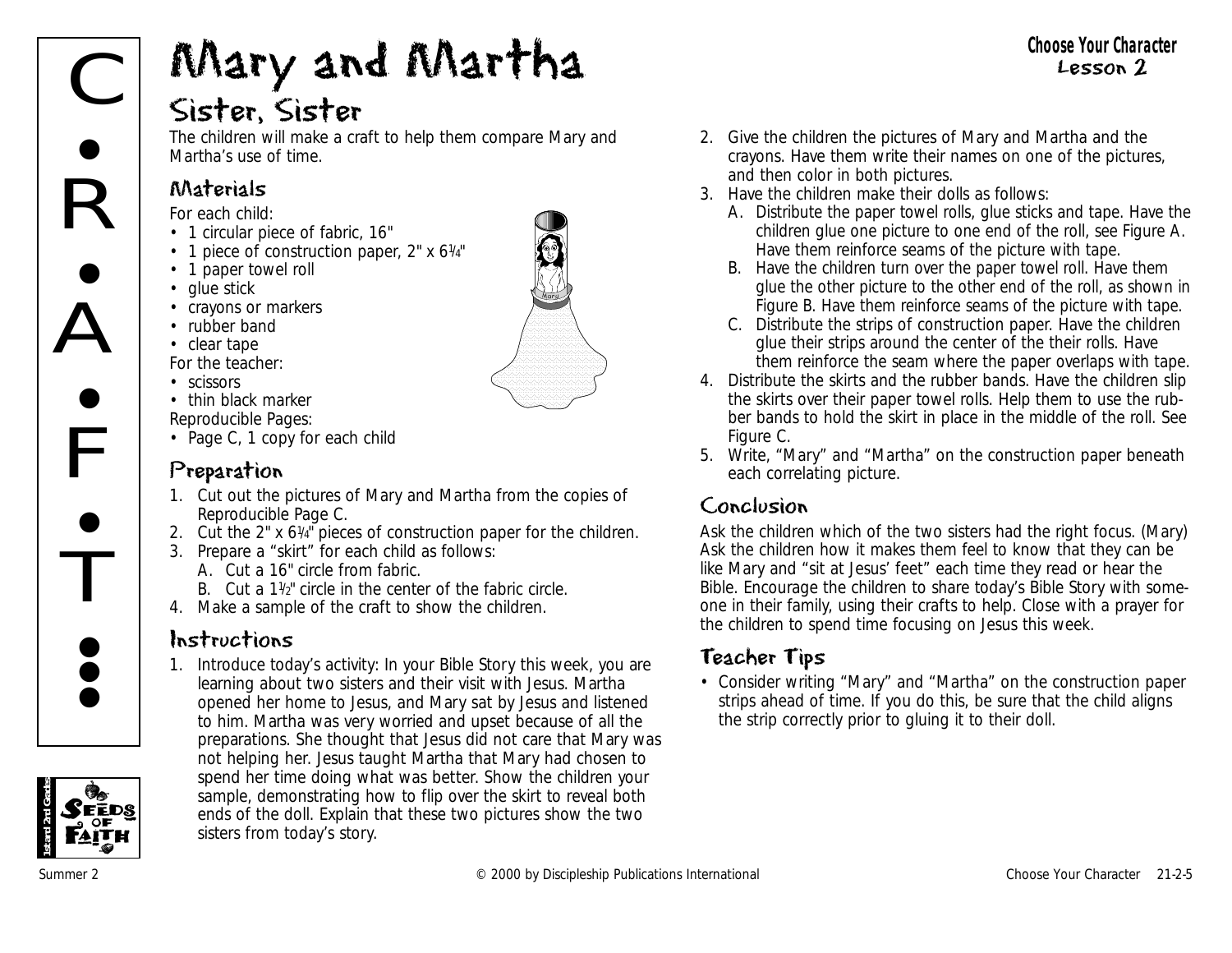# Mary and Martha

## Sister, Sister

The children will make a craft to help them compare Mary and Martha's use of time.

### Materials

For each child:

- 1 circular piece of fabric, 16"
- 1 piece of construction paper, 2" x 6¼"
- 1 paper towel roll
- glue stick
- crayons or markers
- rubber band
- clear tape

For the teacher:

- scissors
- thin black marker

Reproducible Pages:

- Page C, 1 copy for each child

### Preparation

1. Cut out the pictures of Mary and Martha from the copies of Reproducible Page C.
2. Cut the 2" x 6¼" pieces of construction paper for the children.
3. Prepare a "skirt" for each child as follows:
   A. Cut a 16" circle from fabric.
   B. Cut a 1½" circle in the center of the fabric circle.
4. Make a sample of the craft to show the children.

### Instructions

1. Introduce today's activity: In your Bible Story this week, you are learning about two sisters and their visit with Jesus. Martha opened her home to Jesus, and Mary sat by Jesus and listened to him. Martha was very worried and upset because of all the preparations. She thought that Jesus did not care that Mary was not helping her. Jesus taught Martha that Mary had chosen to spend her time doing what was better. Show the children your sample, demonstrating how to flip over the skirt to reveal both ends of the doll. Explain that these two pictures show the two sisters from today's story.
2. Give the children the pictures of Mary and Martha and the crayons. Have them write their names on one of the pictures, and then color in both pictures.
3. Have the children make their dolls as follows:
   A. Distribute the paper towel rolls, glue sticks and tape. Have the children glue one picture to one end of the roll, see Figure A. Have them reinforce seams of the picture with tape.
   B. Have the children turn over the paper towel roll. Have them glue the other picture to the other end of the roll, as shown in Figure B. Have them reinforce seams of the picture with tape.
   C. Distribute the strips of construction paper. Have the children glue their strips around the center of the their rolls. Have them reinforce the seam where the paper overlaps with tape.
4. Distribute the skirts and the rubber bands. Have the children slip the skirts over their paper towel rolls. Help them to use the rubber bands to hold the skirt in place in the middle of the roll. See Figure C.
5. Write, "Mary" and "Martha" on the construction paper beneath each correlating picture.

### Conclusion

Ask the children which of the two sisters had the right focus. (Mary) Ask the children how it makes them feel to know that they can be like Mary and "sit at Jesus' feet" each time they read or hear the Bible. Encourage the children to share today's Bible Story with someone in their family, using their crafts to help. Close with a prayer for the children to spend time focusing on Jesus this week.

### Teacher Tips

- Consider writing "Mary" and "Martha" on the construction paper strips ahead of time. If you do this, be sure that the child aligns the strip correctly prior to gluing it to their doll.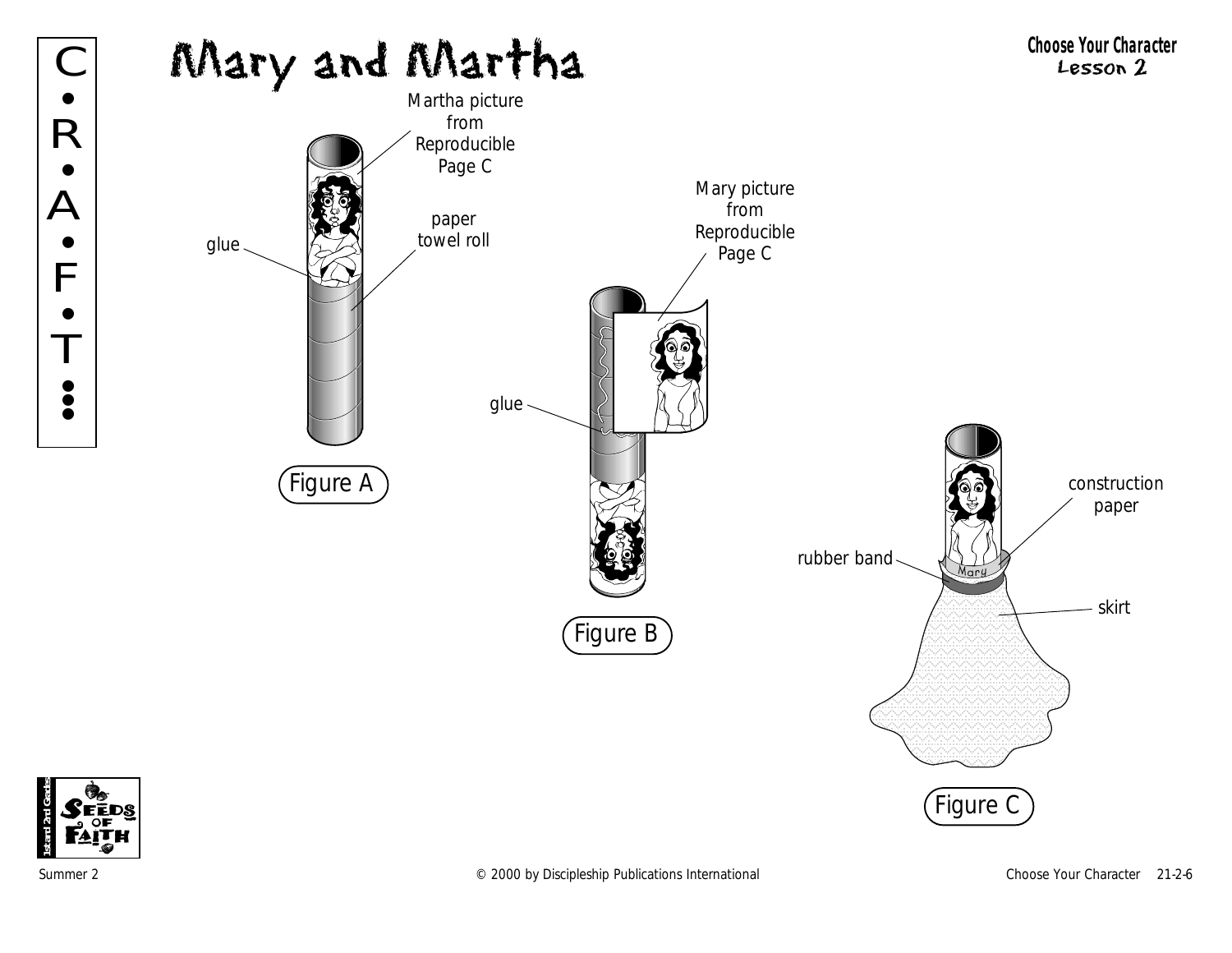# Mary and Martha

**Choose Your Character**
**Lesson 2**

C•R•A•F•T

Martha picture from Reproducible Page C

paper towel roll

glue

Figure A

Mary picture from Reproducible Page C

glue

Figure B

construction paper

rubber band

Mary

skirt

Figure C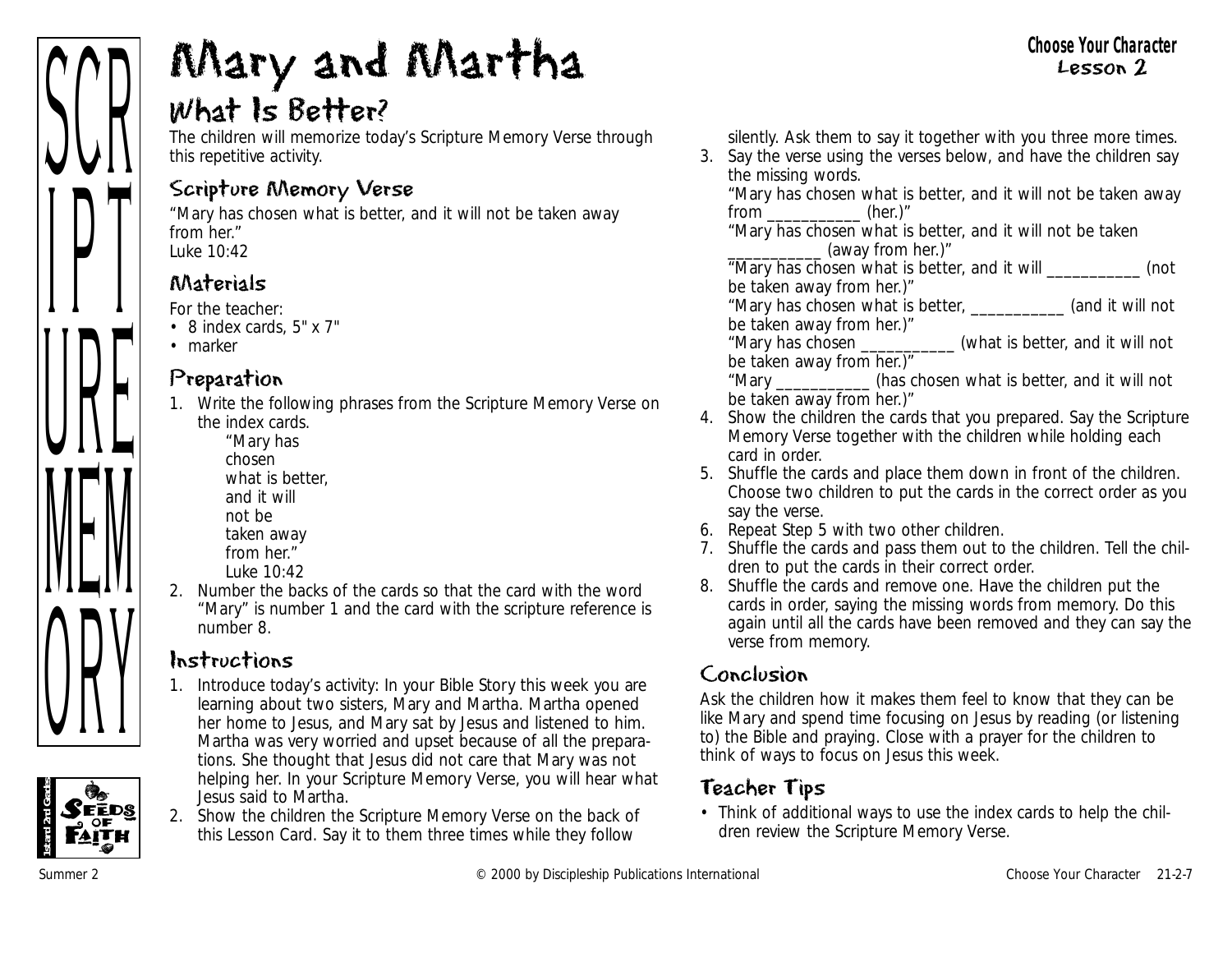# Mary and Martha

## What Is Better?

The children will memorize today's Scripture Memory Verse through this repetitive activity.

### Scripture Memory Verse

"Mary has chosen what is better, and it will not be taken away from her."
Luke 10:42

### Materials

For the teacher:

- 8 index cards, 5" x 7"
- marker

### Preparation

1. Write the following phrases from the Scripture Memory Verse on the index cards.
   "Mary has
   chosen
   what is better,
   and it will
   not be
   taken away
   from her."
   Luke 10:42
2. Number the backs of the cards so that the card with the word "Mary" is number 1 and the card with the scripture reference is number 8.

### Instructions

1. Introduce today's activity: In your Bible Story this week you are learning about two sisters, Mary and Martha. Martha opened her home to Jesus, and Mary sat by Jesus and listened to him. Martha was very worried and upset because of all the preparations. She thought that Jesus did not care that Mary was not helping her. In your Scripture Memory Verse, you will hear what Jesus said to Martha.
2. Show the children the Scripture Memory Verse on the back of this Lesson Card. Say it to them three times while they follow silently. Ask them to say it together with you three more times.
3. Say the verse using the verses below, and have the children say the missing words.
   "Mary has chosen what is better, and it will not be taken away from ___________ (her.)"
   "Mary has chosen what is better, and it will not be taken ___________ (away from her.)"
   "Mary has chosen what is better, and it will ___________ (not be taken away from her.)"
   "Mary has chosen what is better, ___________ (and it will not be taken away from her.)"
   "Mary has chosen ___________ (what is better, and it will not be taken away from her.)"
   "Mary ___________ (has chosen what is better, and it will not be taken away from her.)"
4. Show the children the cards that you prepared. Say the Scripture Memory Verse together with the children while holding each card in order.
5. Shuffle the cards and place them down in front of the children. Choose two children to put the cards in the correct order as you say the verse.
6. Repeat Step 5 with two other children.
7. Shuffle the cards and pass them out to the children. Tell the children to put the cards in their correct order.
8. Shuffle the cards and remove one. Have the children put the cards in order, saying the missing words from memory. Do this again until all the cards have been removed and they can say the verse from memory.

### Conclusion

Ask the children how it makes them feel to know that they can be like Mary and spend time focusing on Jesus by reading (or listening to) the Bible and praying. Close with a prayer for the children to think of ways to focus on Jesus this week.

### Teacher Tips

- Think of additional ways to use the index cards to help the children review the Scripture Memory Verse.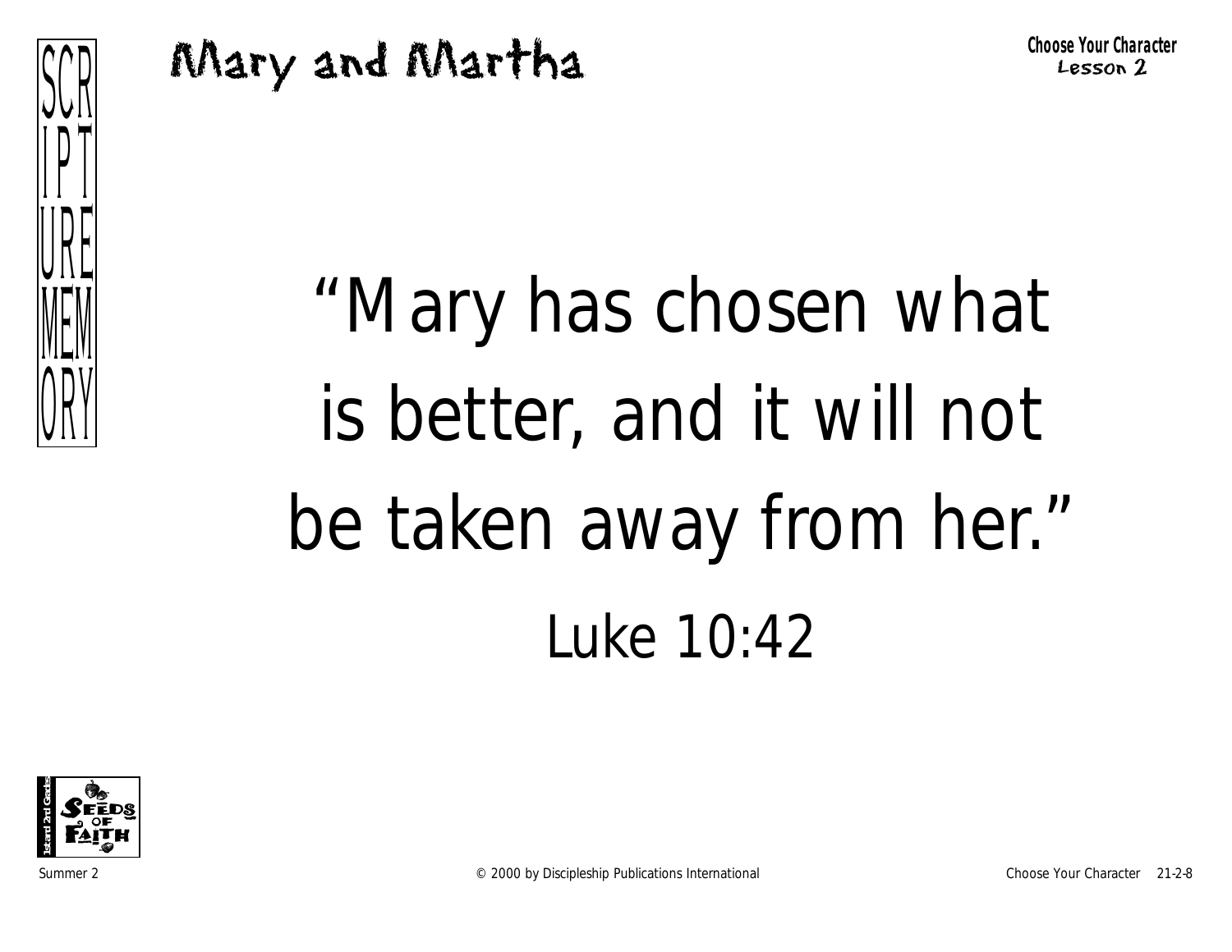# Mary and Martha

**Choose Your Character**
Lesson 2

SCRIPTURE MEMORY

"Mary has chosen what is better, and it will not be taken away from her."

Luke 10:42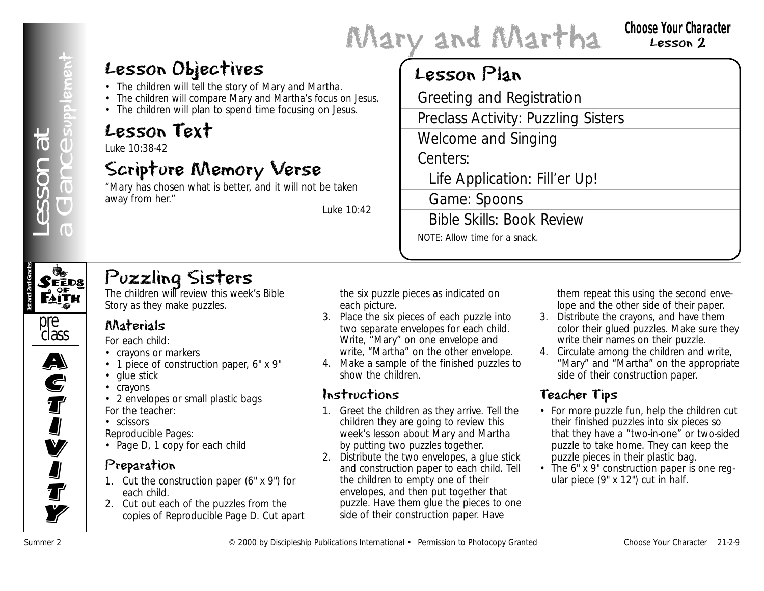# Mary and Martha

**Choose Your Character**
Lesson 2

Lesson at a Glance supplement

## Lesson Objectives

- The children will tell the story of Mary and Martha.
- The children will compare Mary and Martha's focus on Jesus.
- The children will plan to spend time focusing on Jesus.

## Lesson Text

Luke 10:38-42

## Scripture Memory Verse

"Mary has chosen what is better, and it will not be taken away from her."

Luke 10:42

## Lesson Plan

- Greeting and Registration
- Preclass Activity: Puzzling Sisters
- Welcome and Singing
- Centers:
  - Life Application: Fill'er Up!
  - Game: Spoons
  - Bible Skills: Book Review

NOTE: Allow time for a snack.

Seeds of Faith — 1st and 2nd Grades — preclass ACTIVITY

## Puzzling Sisters

The children will review this week's Bible Story as they make puzzles.

### Materials

For each child:

- crayons or markers
- 1 piece of construction paper, 6" x 9"
- glue stick
- crayons
- 2 envelopes or small plastic bags

For the teacher:

- scissors

Reproducible Pages:

- Page D, 1 copy for each child

### Preparation

1. Cut the construction paper (6" x 9") for each child.
2. Cut out each of the puzzles from the copies of Reproducible Page D. Cut apart the six puzzle pieces as indicated on each picture.
3. Place the six pieces of each puzzle into two separate envelopes for each child. Write, "Mary" on one envelope and write, "Martha" on the other envelope.
4. Make a sample of the finished puzzles to show the children.

### Instructions

1. Greet the children as they arrive. Tell the children they are going to review this week's lesson about Mary and Martha by putting two puzzles together.
2. Distribute the two envelopes, a glue stick and construction paper to each child. Tell the children to empty one of their envelopes, and then put together that puzzle. Have them glue the pieces to one side of their construction paper. Have them repeat this using the second envelope and the other side of their paper.
3. Distribute the crayons, and have them color their glued puzzles. Make sure they write their names on their puzzle.
4. Circulate among the children and write, "Mary" and "Martha" on the appropriate side of their construction paper.

### Teacher Tips

- For more puzzle fun, help the children cut their finished puzzles into six pieces so that they have a "two-in-one" or two-sided puzzle to take home. They can keep the puzzle pieces in their plastic bag.
- The 6" x 9" construction paper is one regular piece (9" x 12") cut in half.

Summer 2 © 2000 by Discipleship Publications International • Permission to Photocopy Granted Choose Your Character 21-2-9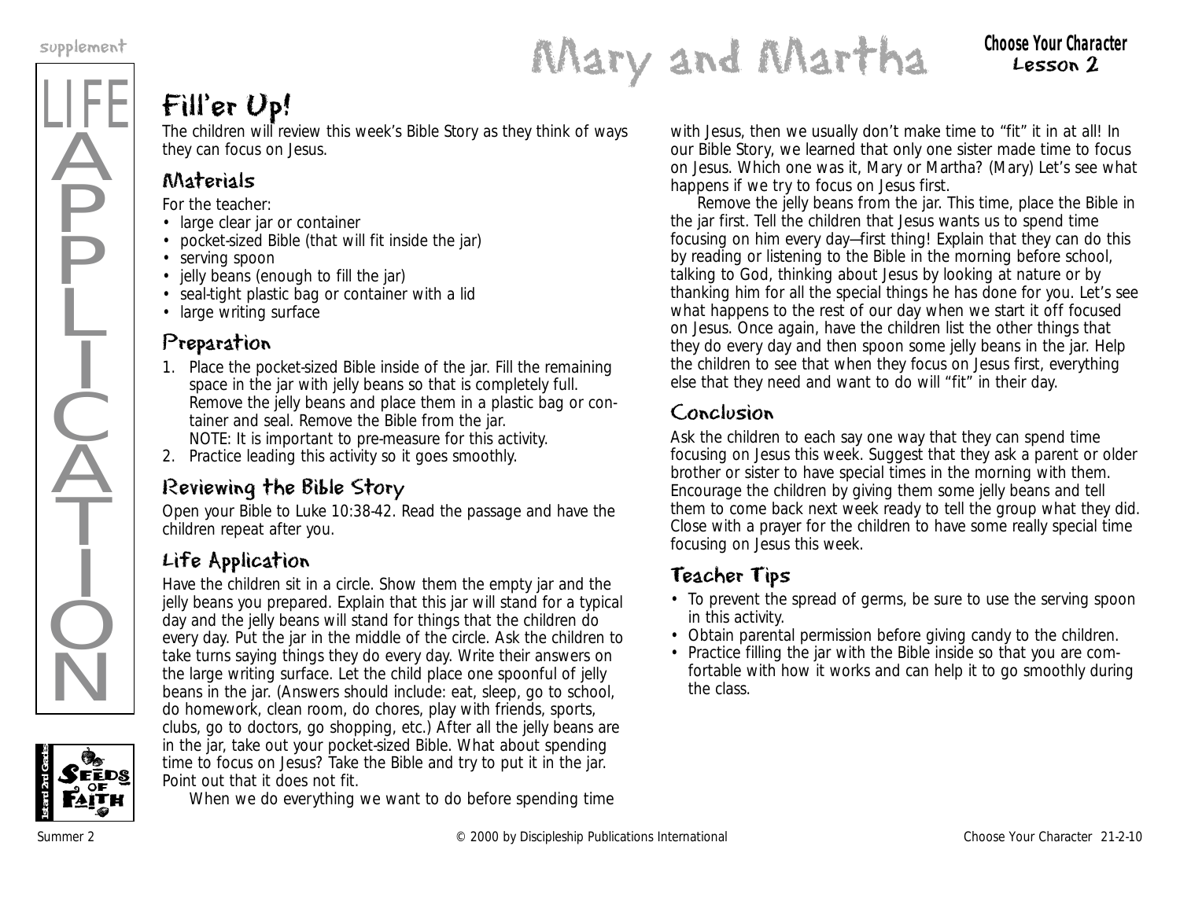# Mary and Martha

**Choose Your Character**
**Lesson 2**

## Fill'er Up!

The children will review this week's Bible Story as they think of ways they can focus on Jesus.

### Materials

For the teacher:

- large clear jar or container
- pocket-sized Bible (that will fit inside the jar)
- serving spoon
- jelly beans (enough to fill the jar)
- seal-tight plastic bag or container with a lid
- large writing surface

### Preparation

1. Place the pocket-sized Bible inside of the jar. Fill the remaining space in the jar with jelly beans so that is completely full. Remove the jelly beans and place them in a plastic bag or container and seal. Remove the Bible from the jar.
   NOTE: It is important to pre-measure for this activity.
2. Practice leading this activity so it goes smoothly.

### Reviewing the Bible Story

Open your Bible to Luke 10:38-42. Read the passage and have the children repeat after you.

### Life Application

Have the children sit in a circle. Show them the empty jar and the jelly beans you prepared. Explain that this jar will stand for a typical day and the jelly beans will stand for things that the children do every day. Put the jar in the middle of the circle. Ask the children to take turns saying things they do every day. Write their answers on the large writing surface. Let the child place one spoonful of jelly beans in the jar. (Answers should include: eat, sleep, go to school, do homework, clean room, do chores, play with friends, sports, clubs, go to doctors, go shopping, etc.) After all the jelly beans are in the jar, take out your pocket-sized Bible. What about spending time to focus on Jesus? Take the Bible and try to put it in the jar. Point out that it does not fit.

When we do everything we want to do before spending time with Jesus, then we usually don't make time to "fit" it in at all! In our Bible Story, we learned that only one sister made time to focus on Jesus. Which one was it, Mary or Martha? (Mary) Let's see what happens if we try to focus on Jesus first.

Remove the jelly beans from the jar. This time, place the Bible in the jar first. Tell the children that Jesus wants us to spend time focusing on him every day—first thing! Explain that they can do this by reading or listening to the Bible in the morning before school, talking to God, thinking about Jesus by looking at nature or by thanking him for all the special things he has done for you. Let's see what happens to the rest of our day when we start it off focused on Jesus. Once again, have the children list the other things that they do every day and then spoon some jelly beans in the jar. Help the children to see that when they focus on Jesus first, everything else that they need and want to do will "fit" in their day.

### Conclusion

Ask the children to each say one way that they can spend time focusing on Jesus this week. Suggest that they ask a parent or older brother or sister to have special times in the morning with them. Encourage the children by giving them some jelly beans and tell them to come back next week ready to tell the group what they did. Close with a prayer for the children to have some really special time focusing on Jesus this week.

### Teacher Tips

- To prevent the spread of germs, be sure to use the serving spoon in this activity.
- Obtain parental permission before giving candy to the children.
- Practice filling the jar with the Bible inside so that you are comfortable with how it works and can help it to go smoothly during the class.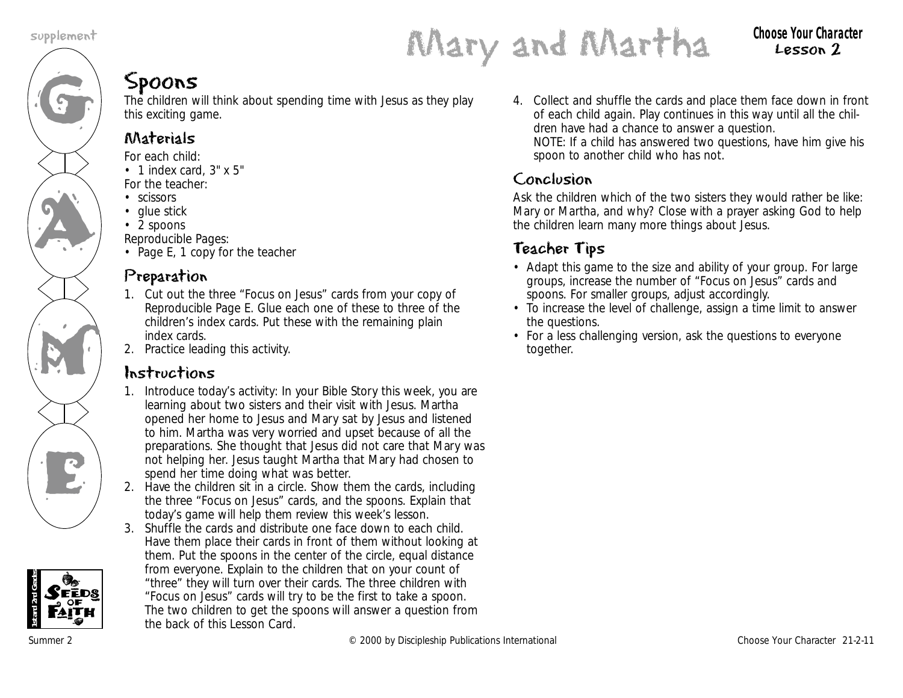# Mary and Martha

**Choose Your Character**
**Lesson 2**

## Spoons

The children will think about spending time with Jesus as they play this exciting game.

### Materials

For each child:
- 1 index card, 3" x 5"

For the teacher:
- scissors
- glue stick
- 2 spoons

Reproducible Pages:
- Page E, 1 copy for the teacher

### Preparation

1. Cut out the three "Focus on Jesus" cards from your copy of Reproducible Page E. Glue each one of these to three of the children's index cards. Put these with the remaining plain index cards.
2. Practice leading this activity.

### Instructions

1. Introduce today's activity: In your Bible Story this week, you are learning about two sisters and their visit with Jesus. Martha opened her home to Jesus and Mary sat by Jesus and listened to him. Martha was very worried and upset because of all the preparations. She thought that Jesus did not care that Mary was not helping her. Jesus taught Martha that Mary had chosen to spend her time doing what was better.
2. Have the children sit in a circle. Show them the cards, including the three "Focus on Jesus" cards, and the spoons. Explain that today's game will help them review this week's lesson.
3. Shuffle the cards and distribute one face down to each child. Have them place their cards in front of them without looking at them. Put the spoons in the center of the circle, equal distance from everyone. Explain to the children that on your count of "three" they will turn over their cards. The three children with "Focus on Jesus" cards will try to be the first to take a spoon. The two children to get the spoons will answer a question from the back of this Lesson Card.
4. Collect and shuffle the cards and place them face down in front of each child again. Play continues in this way until all the children have had a chance to answer a question.
   NOTE: If a child has answered two questions, have him give his spoon to another child who has not.

### Conclusion

Ask the children which of the two sisters they would rather be like: Mary or Martha, and why? Close with a prayer asking God to help the children learn many more things about Jesus.

### Teacher Tips

- Adapt this game to the size and ability of your group. For large groups, increase the number of "Focus on Jesus" cards and spoons. For smaller groups, adjust accordingly.
- To increase the level of challenge, assign a time limit to answer the questions.
- For a less challenging version, ask the questions to everyone together.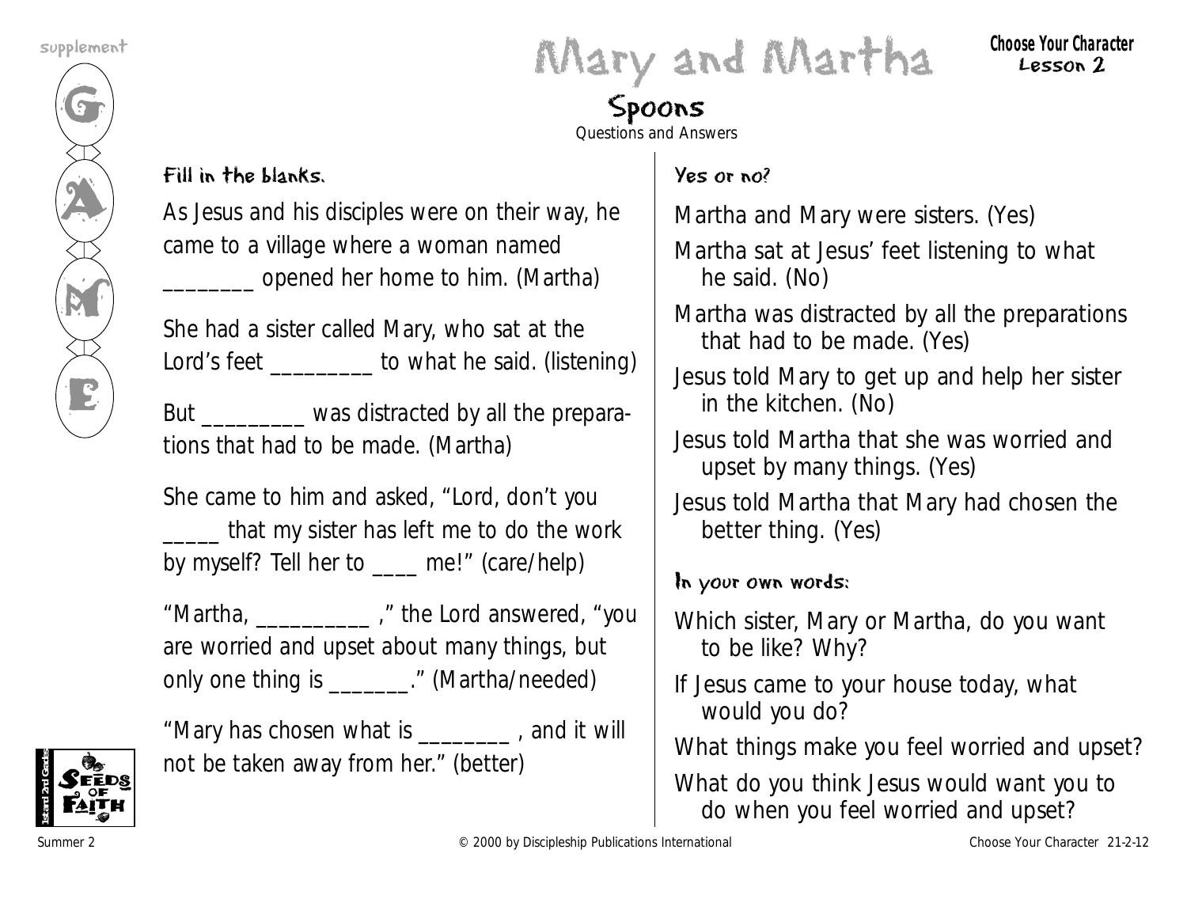# Mary and Martha

## Spoons

Questions and Answers

### Fill in the blanks.

As Jesus and his disciples were on their way, he came to a village where a woman named ________ opened her home to him. (Martha)

She had a sister called Mary, who sat at the Lord's feet _________ to what he said. (listening)

But _________ was distracted by all the preparations that had to be made. (Martha)

She came to him and asked, "Lord, don't you _____ that my sister has left me to do the work by myself? Tell her to ____ me!" (care/help)

"Martha, __________ ," the Lord answered, "you are worried and upset about many things, but only one thing is _______." (Martha/needed)

"Mary has chosen what is ________ , and it will not be taken away from her." (better)

### Yes or no?

Martha and Mary were sisters. (Yes)

Martha sat at Jesus' feet listening to what he said. (No)

Martha was distracted by all the preparations that had to be made. (Yes)

Jesus told Mary to get up and help her sister in the kitchen. (No)

Jesus told Martha that she was worried and upset by many things. (Yes)

Jesus told Martha that Mary had chosen the better thing. (Yes)

### In your own words:

Which sister, Mary or Martha, do you want to be like? Why?

If Jesus came to your house today, what would you do?

What things make you feel worried and upset?

What do you think Jesus would want you to do when you feel worried and upset?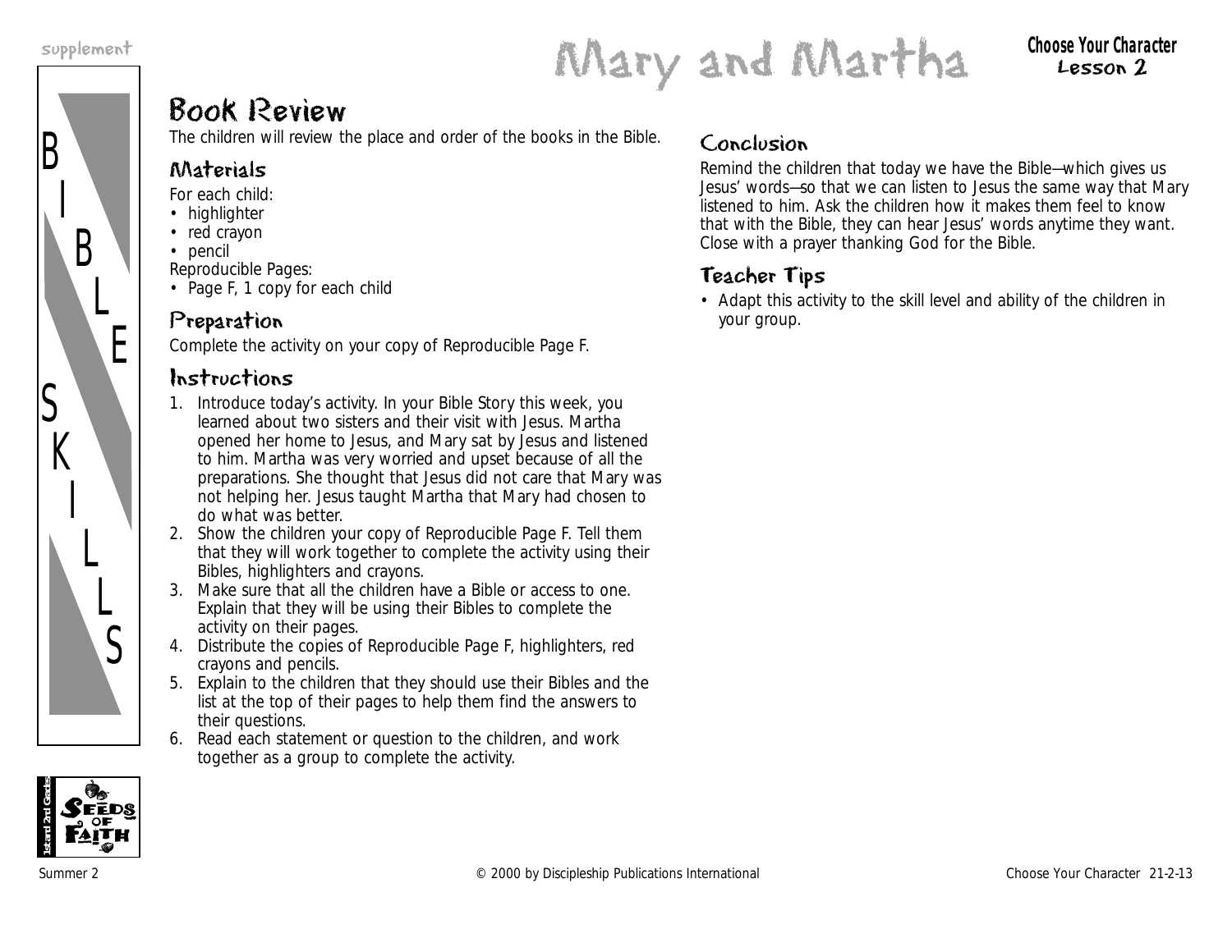# Mary and Martha

BIBLE SKILLS

## Book Review

The children will review the place and order of the books in the Bible.

### Materials

For each child:
- highlighter
- red crayon
- pencil

Reproducible Pages:
- Page F, 1 copy for each child

### Preparation

Complete the activity on your copy of Reproducible Page F.

### Instructions

1. Introduce today's activity. In your Bible Story this week, you learned about two sisters and their visit with Jesus. Martha opened her home to Jesus, and Mary sat by Jesus and listened to him. Martha was very worried and upset because of all the preparations. She thought that Jesus did not care that Mary was not helping her. Jesus taught Martha that Mary had chosen to do what was better.
2. Show the children your copy of Reproducible Page F. Tell them that they will work together to complete the activity using their Bibles, highlighters and crayons.
3. Make sure that all the children have a Bible or access to one. Explain that they will be using their Bibles to complete the activity on their pages.
4. Distribute the copies of Reproducible Page F, highlighters, red crayons and pencils.
5. Explain to the children that they should use their Bibles and the list at the top of their pages to help them find the answers to their questions.
6. Read each statement or question to the children, and work together as a group to complete the activity.

### Conclusion

Remind the children that today we have the Bible—which gives us Jesus' words—so that we can listen to Jesus the same way that Mary listened to him. Ask the children how it makes them feel to know that with the Bible, they can hear Jesus' words anytime they want. Close with a prayer thanking God for the Bible.

### Teacher Tips

- Adapt this activity to the skill level and ability of the children in your group.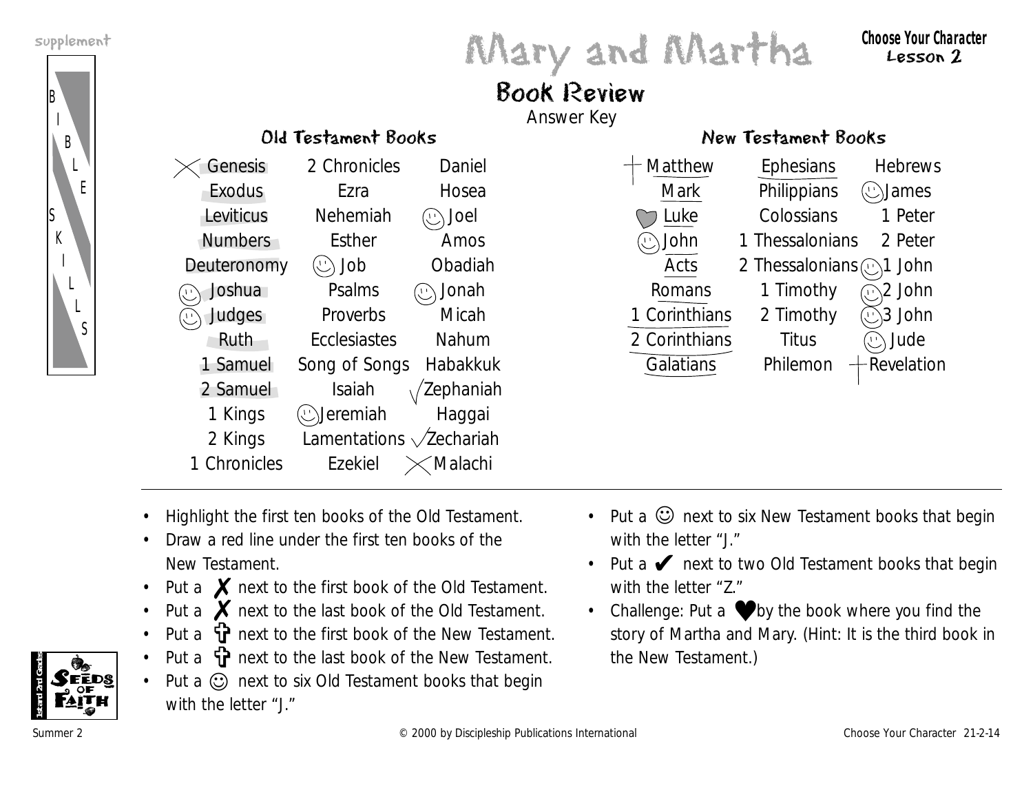supplement

# Mary and Martha

Choose Your Character
Lesson 2

## Book Review

Answer Key

### Old Testament Books

| | | |
|---|---|---|
| ✗ Genesis | 2 Chronicles | Daniel |
| Exodus | Ezra | Hosea |
| Leviticus | Nehemiah | ☺ Joel |
| Numbers | Esther | Amos |
| Deuteronomy | ☺ Job | Obadiah |
| ☺ Joshua | Psalms | ☺ Jonah |
| ☺ Judges | Proverbs | Micah |
| Ruth | Ecclesiastes | Nahum |
| 1 Samuel | Song of Songs | Habakkuk |
| 2 Samuel | Isaiah | ✔ Zephaniah |
| 1 Kings | ☺ Jeremiah | Haggai |
| 2 Kings | Lamentations | ✔ Zechariah |
| 1 Chronicles | Ezekiel | ✗ Malachi |

### New Testament Books

| | | |
|---|---|---|
| ✝ Matthew | Ephesians | Hebrews |
| Mark | Philippians | ☺ James |
| ♥ Luke | Colossians | 1 Peter |
| ☺ John | 1 Thessalonians | 2 Peter |
| Acts | 2 Thessalonians | ☺ 1 John |
| Romans | 1 Timothy | ☺ 2 John |
| 1 Corinthians | 2 Timothy | ☺ 3 John |
| 2 Corinthians | Titus | ☺ Jude |
| Galatians | Philemon | ✝ Revelation |

- Highlight the first ten books of the Old Testament.
- Draw a red line under the first ten books of the New Testament.
- Put a ✗ next to the first book of the Old Testament.
- Put a ✗ next to the last book of the Old Testament.
- Put a ✝ next to the first book of the New Testament.
- Put a ✝ next to the last book of the New Testament.
- Put a ☺ next to six Old Testament books that begin with the letter "J."
- Put a ☺ next to six New Testament books that begin with the letter "J."
- Put a ✔ next to two Old Testament books that begin with the letter "Z."
- Challenge: Put a ♥ by the book where you find the story of Martha and Mary. (Hint: It is the third book in the New Testament.)

Summer 2 © 2000 by Discipleship Publications International Choose Your Character 21-2-14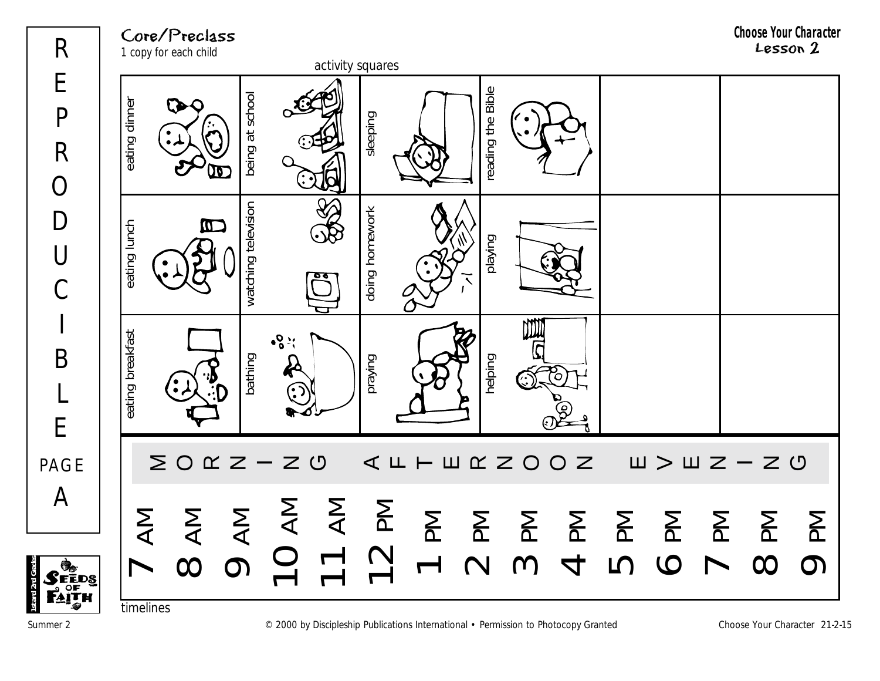REPRODUCIBLE PAGE A

Core/Preclass
1 copy for each child

**Choose Your Character**
Lesson 2

activity squares

| | | | | | |
|---|---|---|---|---|---|
| eating dinner | being at school | sleeping | reading the Bible | | |
| eating lunch | watching television | doing homework | playing | | |
| eating breakfast | bathing | praying | helping | | |

| MORNING | | | | | AFTERNOON | | | | | EVENING | | | | |
|---|---|---|---|---|---|---|---|---|---|---|---|---|---|---|
| 7 AM | 8 AM | 9 AM | 10 AM | 11 AM | 12 PM | 1 PM | 2 PM | 3 PM | 4 PM | 5 PM | 6 PM | 7 PM | 8 PM | 9 PM |

timelines

Summer 2 © 2000 by Discipleship Publications International • Permission to Photocopy Granted Choose Your Character 21-2-15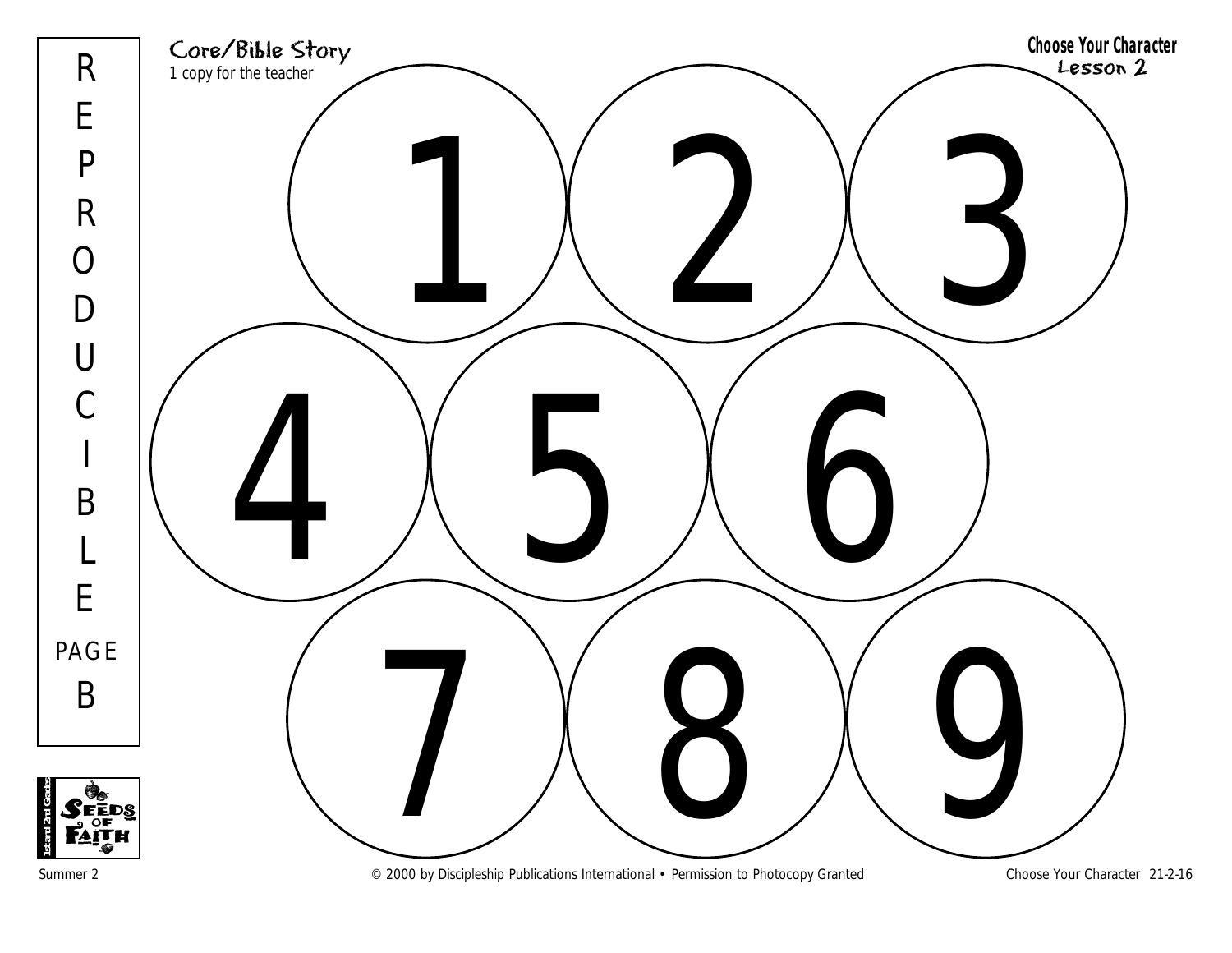REPRODUCIBLE PAGE B

**Core/Bible Story**
1 copy for the teacher

**Choose Your Character**
**Lesson 2**

1 2 3

4 5 6

7 8 9

© 2000 by Discipleship Publications International • Permission to Photocopy Granted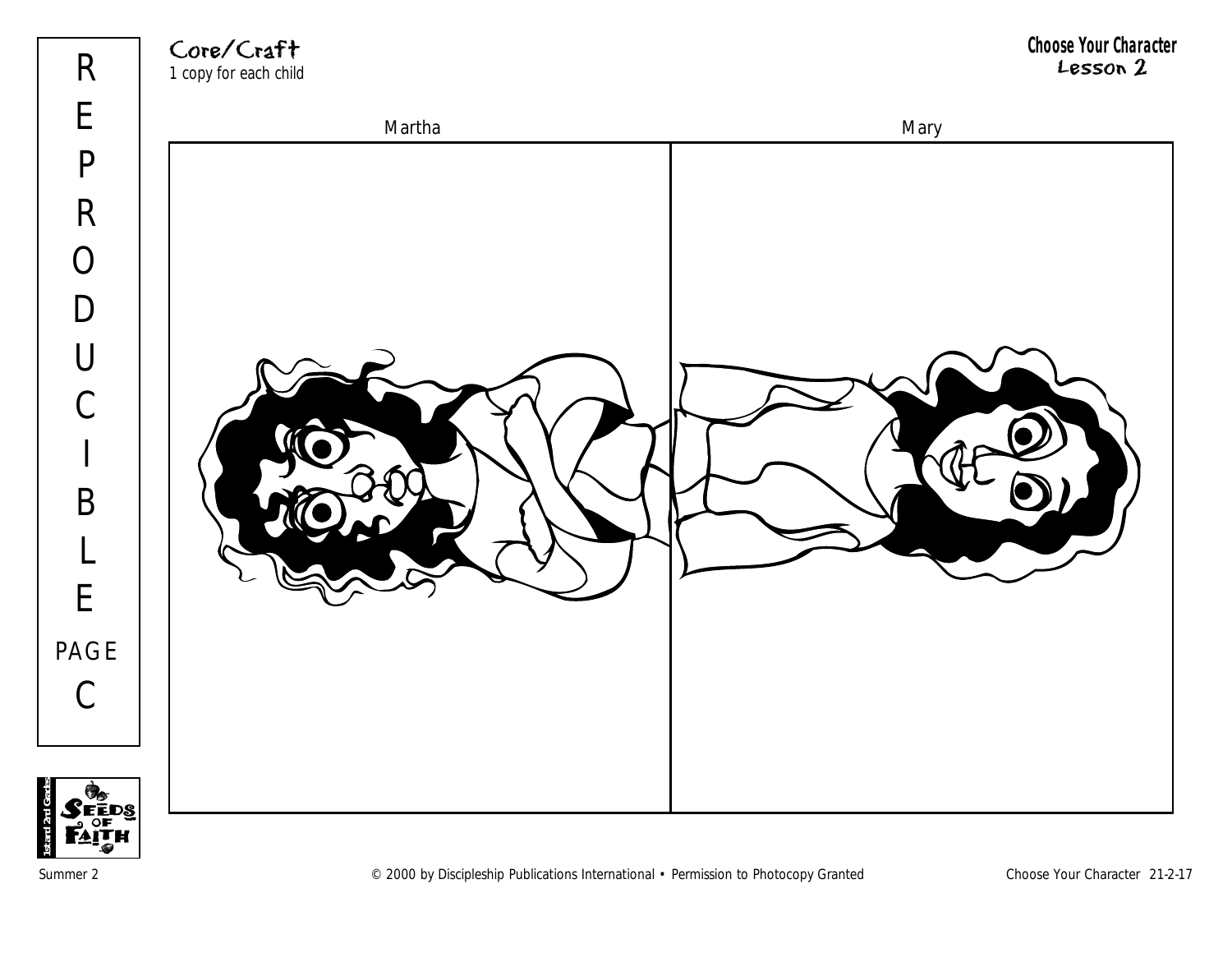Core/Craft
1 copy for each child

**Choose Your Character**
Lesson 2

REPRODUCIBLE PAGE C

| Martha | Mary |
|---|---|
| | |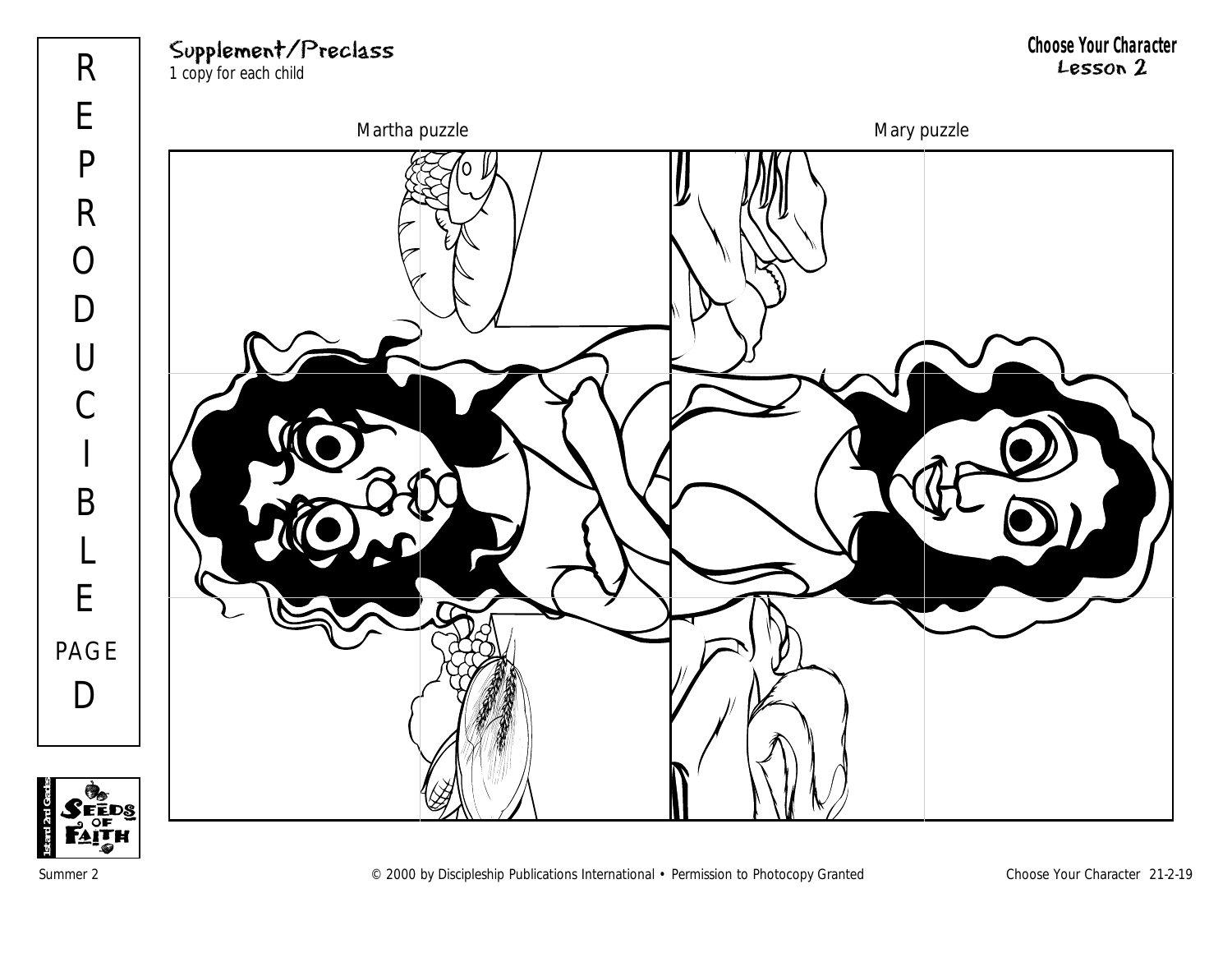Supplement/Preclass
*1 copy for each child*

**Choose Your Character**
Lesson 2

REPRODUCIBLE PAGE D

Martha puzzle

Mary puzzle

© 2000 by Discipleship Publications International • Permission to Photocopy Granted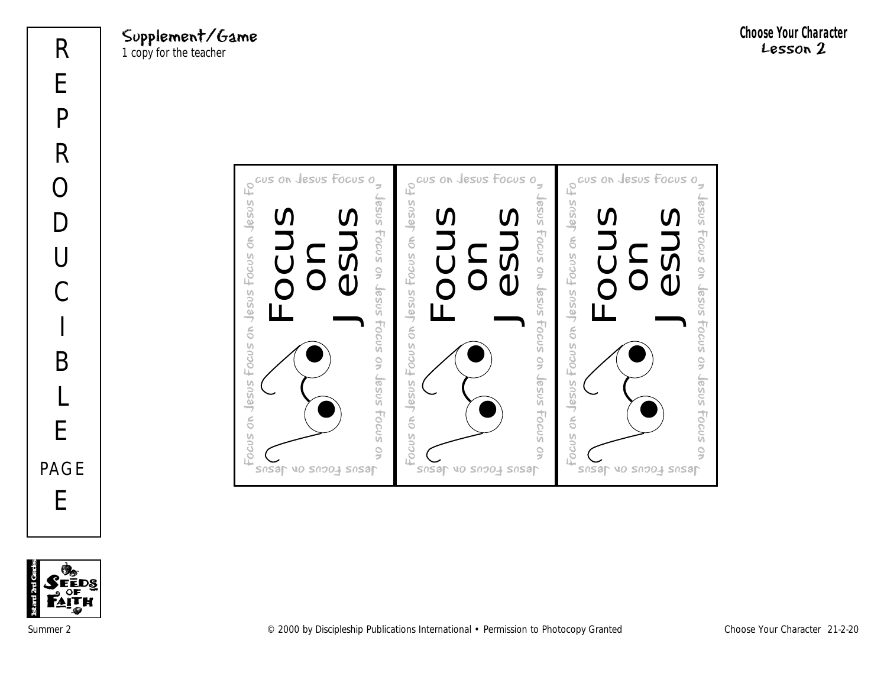REPRODUCIBLE PAGE E

## Supplement/Game

1 copy for the teacher

**Choose Your Character**
Lesson 2

Focus on Jesus

Focus on Jesus

Focus on Jesus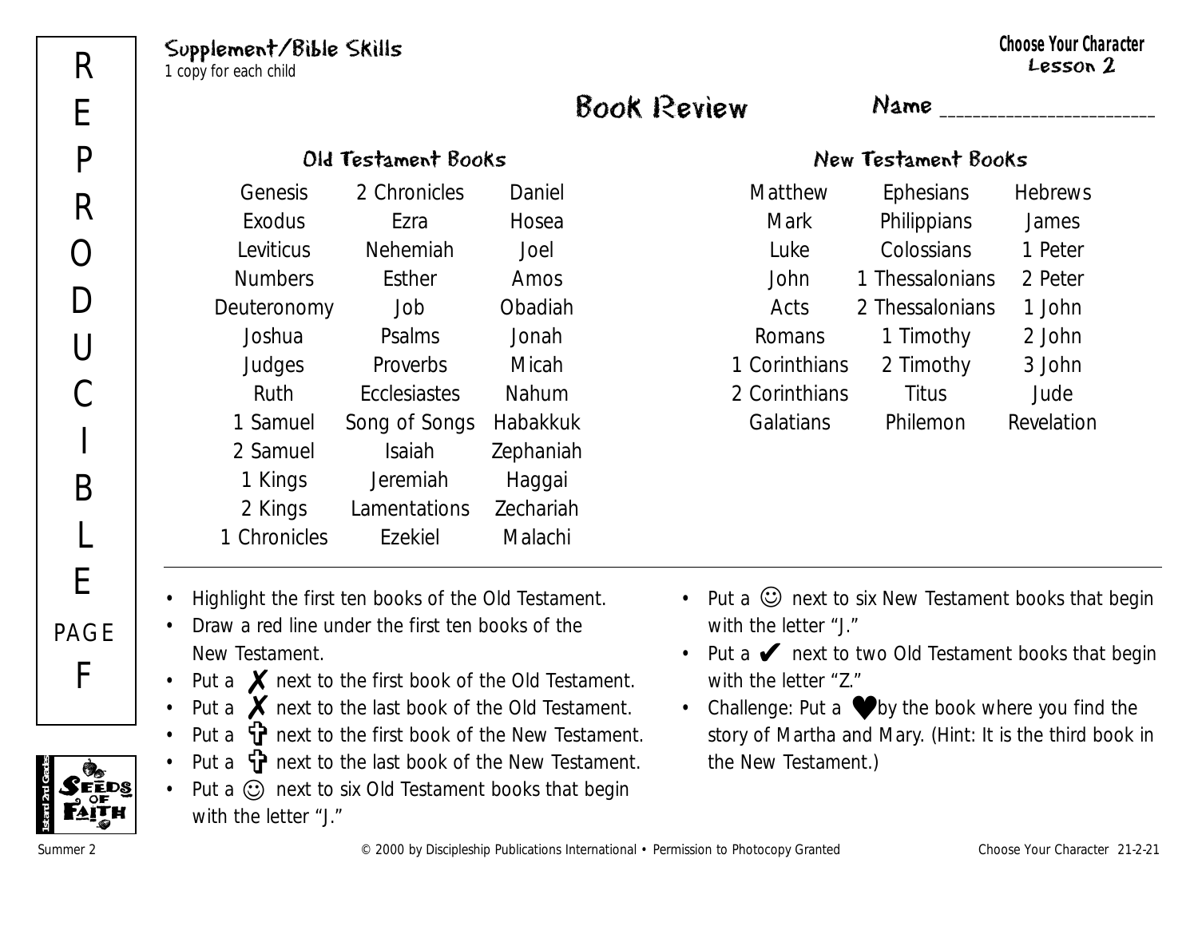Supplement/Bible Skills
1 copy for each child

Choose Your Character
Lesson 2

# Book Review

Name ________________________

REPRODUCIBLE PAGE F

## Old Testament Books

| | | |
|---|---|---|
| Genesis | 2 Chronicles | Daniel |
| Exodus | Ezra | Hosea |
| Leviticus | Nehemiah | Joel |
| Numbers | Esther | Amos |
| Deuteronomy | Job | Obadiah |
| Joshua | Psalms | Jonah |
| Judges | Proverbs | Micah |
| Ruth | Ecclesiastes | Nahum |
| 1 Samuel | Song of Songs | Habakkuk |
| 2 Samuel | Isaiah | Zephaniah |
| 1 Kings | Jeremiah | Haggai |
| 2 Kings | Lamentations | Zechariah |
| 1 Chronicles | Ezekiel | Malachi |

## New Testament Books

| | | |
|---|---|---|
| Matthew | Ephesians | Hebrews |
| Mark | Philippians | James |
| Luke | Colossians | 1 Peter |
| John | 1 Thessalonians | 2 Peter |
| Acts | 2 Thessalonians | 1 John |
| Romans | 1 Timothy | 2 John |
| 1 Corinthians | 2 Timothy | 3 John |
| 2 Corinthians | Titus | Jude |
| Galatians | Philemon | Revelation |

- Highlight the first ten books of the Old Testament.
- Draw a red line under the first ten books of the New Testament.
- Put a ✗ next to the first book of the Old Testament.
- Put a ✗ next to the last book of the Old Testament.
- Put a ✞ next to the first book of the New Testament.
- Put a ✞ next to the last book of the New Testament.
- Put a ☺ next to six Old Testament books that begin with the letter "J."
- Put a ☺ next to six New Testament books that begin with the letter "J."
- Put a ✔ next to two Old Testament books that begin with the letter "Z."
- Challenge: Put a ♥ by the book where you find the story of Martha and Mary. (Hint: It is the third book in the New Testament.)

© 2000 by Discipleship Publications International • Permission to Photocopy Granted